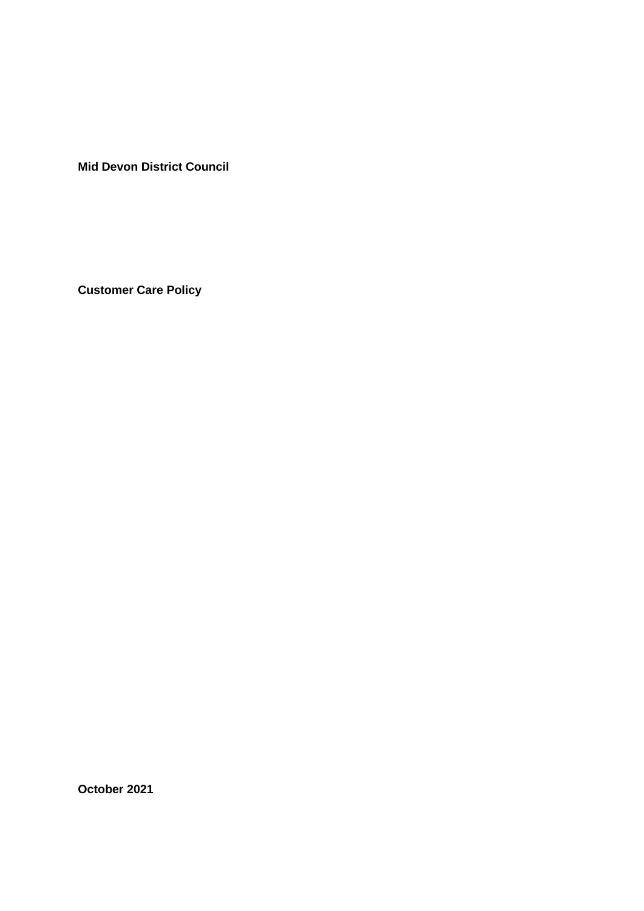**Mid Devon District Council**

**Customer Care Policy**

**October 2021**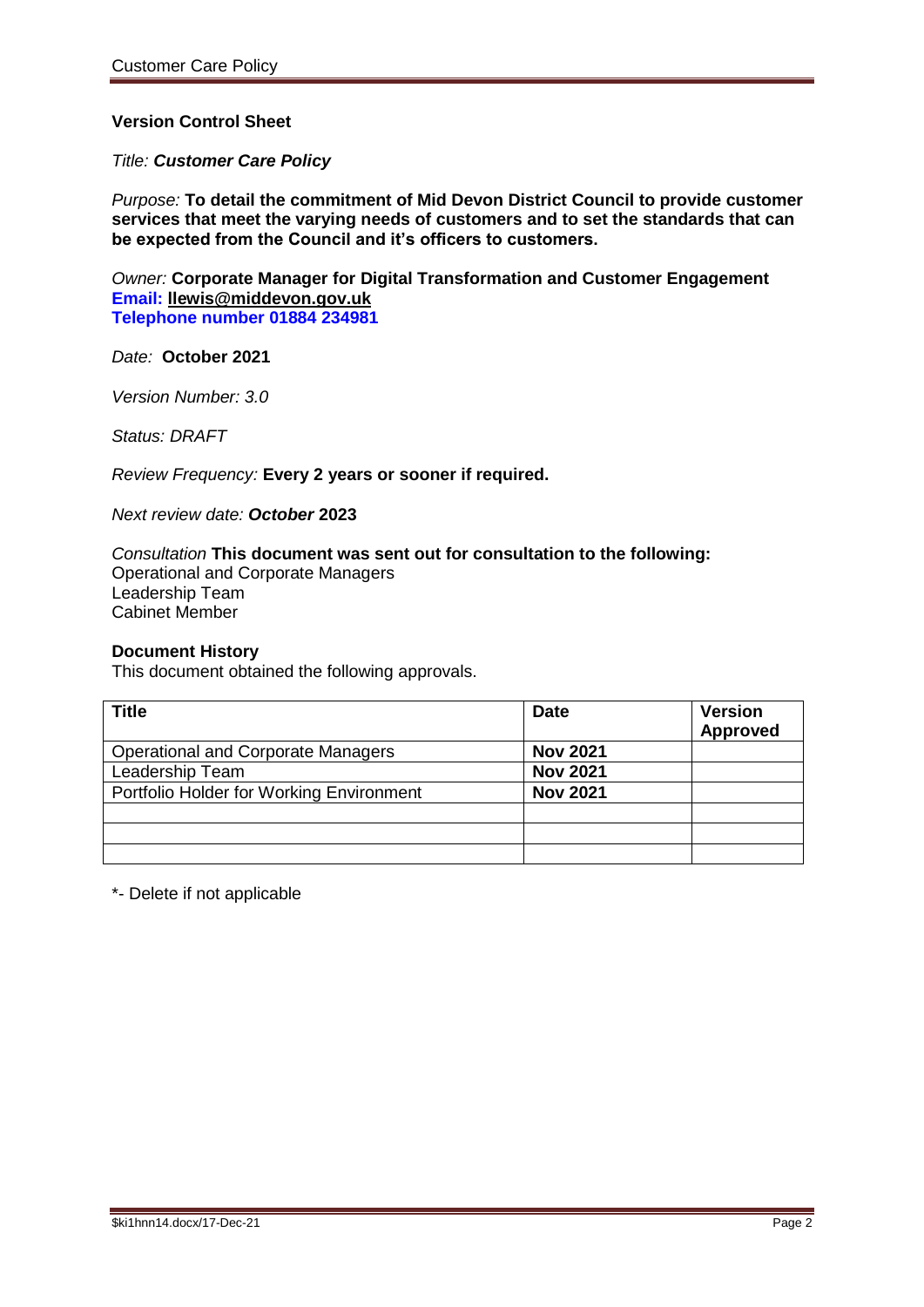**Version Control Sheet**

*Title:* ***Customer Care Policy***

*Purpose:* **To detail the commitment of Mid Devon District Council to provide customer services that meet the varying needs of customers and to set the standards that can be expected from the Council and it's officers to customers.**

*Owner:* **Corporate Manager for Digital Transformation and Customer Engagement**
**Email: llewis@middevon.gov.uk**
**Telephone number 01884 234981**

*Date:* **October 2021**

*Version Number: 3.0*

*Status: DRAFT*

*Review Frequency:* **Every 2 years or sooner if required.**

*Next review date:* ***October*** **2023**

*Consultation* **This document was sent out for consultation to the following:**
Operational and Corporate Managers
Leadership Team
Cabinet Member

**Document History**

This document obtained the following approvals.

| **Title** | **Date** | **Version Approved** |
|---|---|---|
| Operational and Corporate Managers | **Nov 2021** | |
| Leadership Team | **Nov 2021** | |
| Portfolio Holder for Working Environment | **Nov 2021** | |
| | | |
| | | |
| | | |

*- Delete if not applicable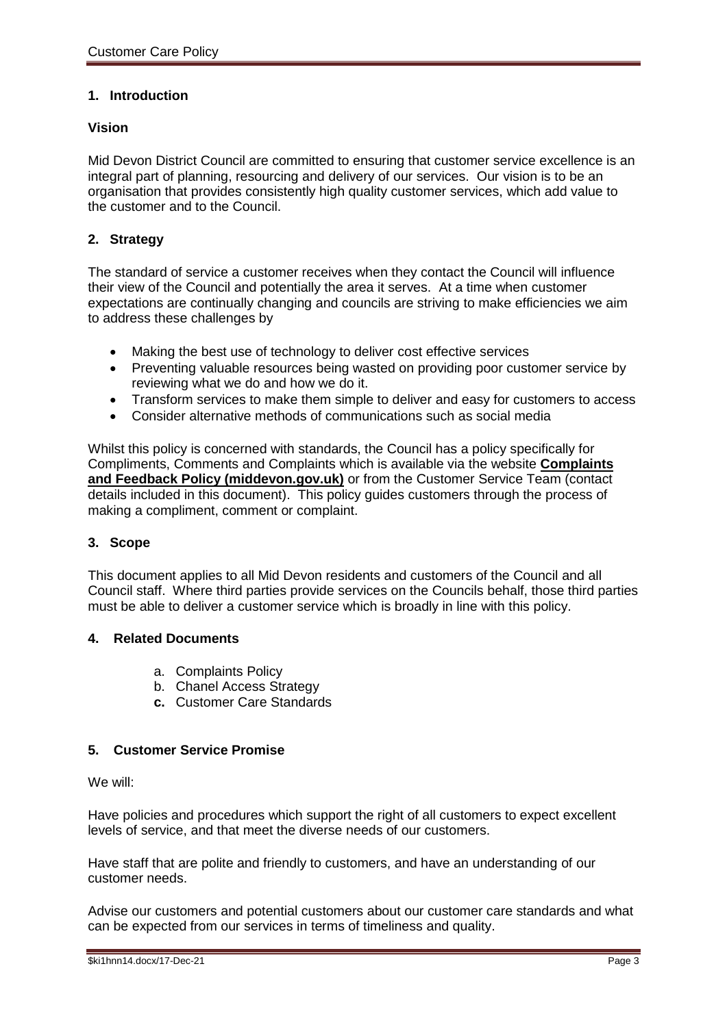## 1. Introduction

### Vision

Mid Devon District Council are committed to ensuring that customer service excellence is an integral part of planning, resourcing and delivery of our services. Our vision is to be an organisation that provides consistently high quality customer services, which add value to the customer and to the Council.

## 2. Strategy

The standard of service a customer receives when they contact the Council will influence their view of the Council and potentially the area it serves. At a time when customer expectations are continually changing and councils are striving to make efficiencies we aim to address these challenges by

- Making the best use of technology to deliver cost effective services
- Preventing valuable resources being wasted on providing poor customer service by reviewing what we do and how we do it.
- Transform services to make them simple to deliver and easy for customers to access
- Consider alternative methods of communications such as social media

Whilst this policy is concerned with standards, the Council has a policy specifically for Compliments, Comments and Complaints which is available via the website **Complaints and Feedback Policy (middevon.gov.uk)** or from the Customer Service Team (contact details included in this document). This policy guides customers through the process of making a compliment, comment or complaint.

## 3. Scope

This document applies to all Mid Devon residents and customers of the Council and all Council staff. Where third parties provide services on the Councils behalf, those third parties must be able to deliver a customer service which is broadly in line with this policy.

## 4. Related Documents

a. Complaints Policy
b. Chanel Access Strategy
c. Customer Care Standards

## 5. Customer Service Promise

We will:

Have policies and procedures which support the right of all customers to expect excellent levels of service, and that meet the diverse needs of our customers.

Have staff that are polite and friendly to customers, and have an understanding of our customer needs.

Advise our customers and potential customers about our customer care standards and what can be expected from our services in terms of timeliness and quality.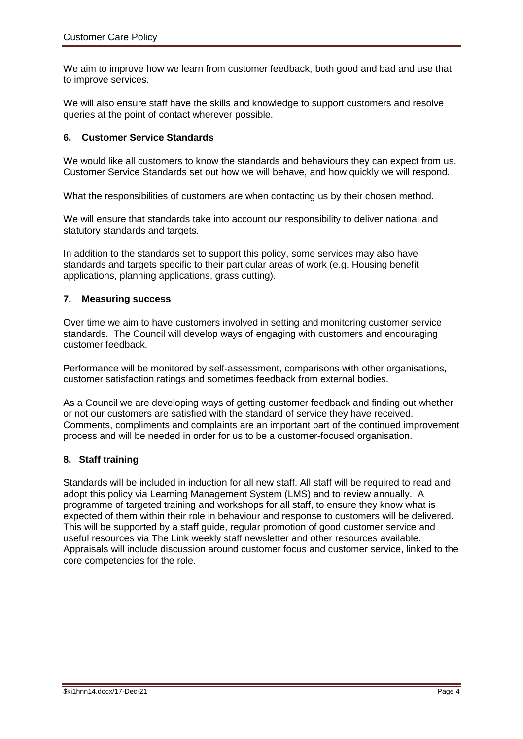We aim to improve how we learn from customer feedback, both good and bad and use that to improve services.

We will also ensure staff have the skills and knowledge to support customers and resolve queries at the point of contact wherever possible.

## 6. Customer Service Standards

We would like all customers to know the standards and behaviours they can expect from us. Customer Service Standards set out how we will behave, and how quickly we will respond.

What the responsibilities of customers are when contacting us by their chosen method.

We will ensure that standards take into account our responsibility to deliver national and statutory standards and targets.

In addition to the standards set to support this policy, some services may also have standards and targets specific to their particular areas of work (e.g. Housing benefit applications, planning applications, grass cutting).

## 7. Measuring success

Over time we aim to have customers involved in setting and monitoring customer service standards. The Council will develop ways of engaging with customers and encouraging customer feedback.

Performance will be monitored by self-assessment, comparisons with other organisations, customer satisfaction ratings and sometimes feedback from external bodies.

As a Council we are developing ways of getting customer feedback and finding out whether or not our customers are satisfied with the standard of service they have received. Comments, compliments and complaints are an important part of the continued improvement process and will be needed in order for us to be a customer-focused organisation.

## 8. Staff training

Standards will be included in induction for all new staff. All staff will be required to read and adopt this policy via Learning Management System (LMS) and to review annually. A programme of targeted training and workshops for all staff, to ensure they know what is expected of them within their role in behaviour and response to customers will be delivered. This will be supported by a staff guide, regular promotion of good customer service and useful resources via The Link weekly staff newsletter and other resources available. Appraisals will include discussion around customer focus and customer service, linked to the core competencies for the role.